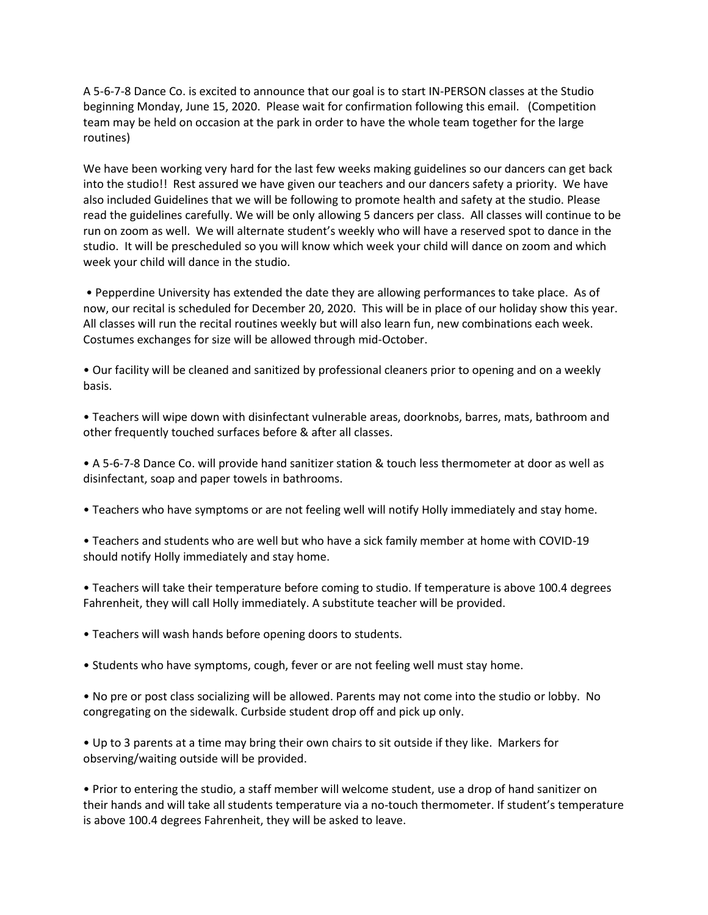A 5-6-7-8 Dance Co. is excited to announce that our goal is to start IN-PERSON classes at the Studio beginning Monday, June 15, 2020. Please wait for confirmation following this email. (Competition team may be held on occasion at the park in order to have the whole team together for the large routines)

We have been working very hard for the last few weeks making guidelines so our dancers can get back into the studio!! Rest assured we have given our teachers and our dancers safety a priority. We have also included Guidelines that we will be following to promote health and safety at the studio. Please read the guidelines carefully. We will be only allowing 5 dancers per class. All classes will continue to be run on zoom as well. We will alternate student's weekly who will have a reserved spot to dance in the studio. It will be prescheduled so you will know which week your child will dance on zoom and which week your child will dance in the studio.

- Pepperdine University has extended the date they are allowing performances to take place. As of now, our recital is scheduled for December 20, 2020. This will be in place of our holiday show this year. All classes will run the recital routines weekly but will also learn fun, new combinations each week. Costumes exchanges for size will be allowed through mid-October.

- Our facility will be cleaned and sanitized by professional cleaners prior to opening and on a weekly basis.

- Teachers will wipe down with disinfectant vulnerable areas, doorknobs, barres, mats, bathroom and other frequently touched surfaces before & after all classes.

- A 5-6-7-8 Dance Co. will provide hand sanitizer station & touch less thermometer at door as well as disinfectant, soap and paper towels in bathrooms.

- Teachers who have symptoms or are not feeling well will notify Holly immediately and stay home.

- Teachers and students who are well but who have a sick family member at home with COVID-19 should notify Holly immediately and stay home.

- Teachers will take their temperature before coming to studio. If temperature is above 100.4 degrees Fahrenheit, they will call Holly immediately. A substitute teacher will be provided.

- Teachers will wash hands before opening doors to students.

- Students who have symptoms, cough, fever or are not feeling well must stay home.

- No pre or post class socializing will be allowed. Parents may not come into the studio or lobby. No congregating on the sidewalk. Curbside student drop off and pick up only.

- Up to 3 parents at a time may bring their own chairs to sit outside if they like. Markers for observing/waiting outside will be provided.

- Prior to entering the studio, a staff member will welcome student, use a drop of hand sanitizer on their hands and will take all students temperature via a no-touch thermometer. If student's temperature is above 100.4 degrees Fahrenheit, they will be asked to leave.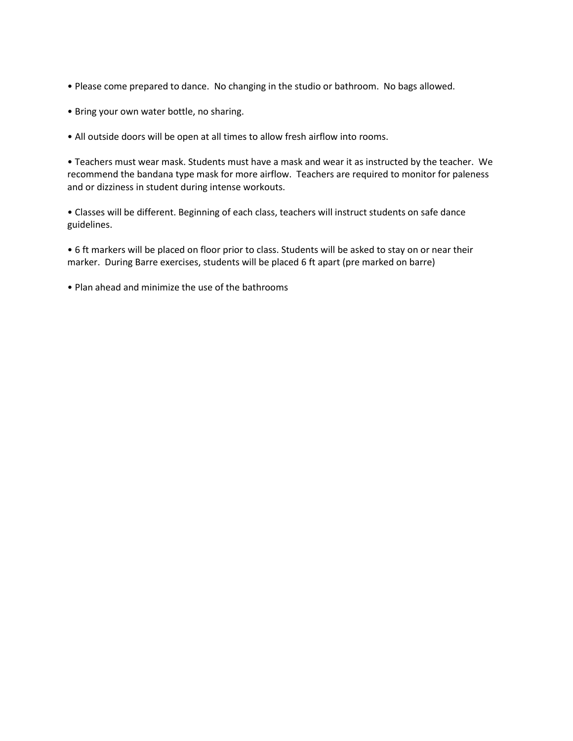- Please come prepared to dance. No changing in the studio or bathroom. No bags allowed.

- Bring your own water bottle, no sharing.

- All outside doors will be open at all times to allow fresh airflow into rooms.

- Teachers must wear mask. Students must have a mask and wear it as instructed by the teacher. We recommend the bandana type mask for more airflow. Teachers are required to monitor for paleness and or dizziness in student during intense workouts.

- Classes will be different. Beginning of each class, teachers will instruct students on safe dance guidelines.

- 6 ft markers will be placed on floor prior to class. Students will be asked to stay on or near their marker. During Barre exercises, students will be placed 6 ft apart (pre marked on barre)

- Plan ahead and minimize the use of the bathrooms